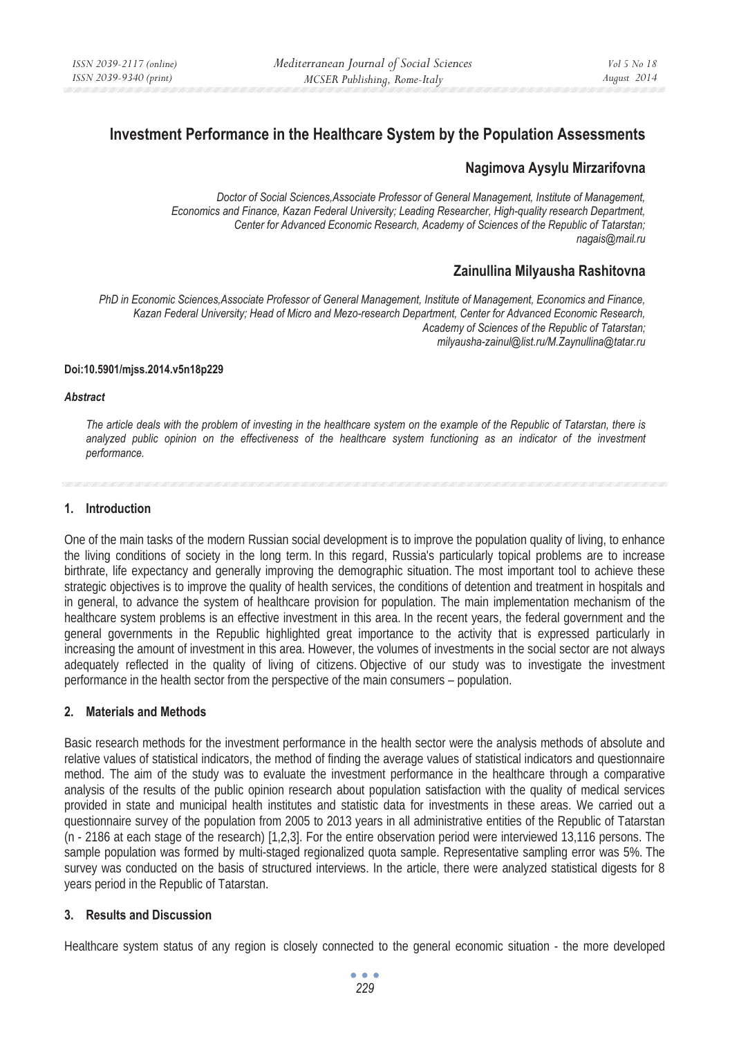# Investment Performance in the Healthcare System by the Population Assessments

## Nagimova Aysylu Mirzarifovna

*Doctor of Social Sciences,Associate Professor of General Management, Institute of Management, Economics and Finance, Kazan Federal University; Leading Researcher, High-quality research Department, Center for Advanced Economic Research, Academy of Sciences of the Republic of Tatarstan; nagais@mail.ru*

## Zainullina Milyausha Rashitovna

*PhD in Economic Sciences,Associate Professor of General Management, Institute of Management, Economics and Finance, Kazan Federal University; Head of Micro and Mezo-research Department, Center for Advanced Economic Research, Academy of Sciences of the Republic of Tatarstan; milyausha-zainul@list.ru/M.Zaynullina@tatar.ru*

**Doi:10.5901/mjss.2014.v5n18p229**

***Abstract***

*The article deals with the problem of investing in the healthcare system on the example of the Republic of Tatarstan, there is analyzed public opinion on the effectiveness of the healthcare system functioning as an indicator of the investment performance.*

### 1. Introduction

One of the main tasks of the modern Russian social development is to improve the population quality of living, to enhance the living conditions of society in the long term. In this regard, Russia's particularly topical problems are to increase birthrate, life expectancy and generally improving the demographic situation. The most important tool to achieve these strategic objectives is to improve the quality of health services, the conditions of detention and treatment in hospitals and in general, to advance the system of healthcare provision for population. The main implementation mechanism of the healthcare system problems is an effective investment in this area. In the recent years, the federal government and the general governments in the Republic highlighted great importance to the activity that is expressed particularly in increasing the amount of investment in this area. However, the volumes of investments in the social sector are not always adequately reflected in the quality of living of citizens. Objective of our study was to investigate the investment performance in the health sector from the perspective of the main consumers – population.

### 2. Materials and Methods

Basic research methods for the investment performance in the health sector were the analysis methods of absolute and relative values of statistical indicators, the method of finding the average values of statistical indicators and questionnaire method. The aim of the study was to evaluate the investment performance in the healthcare through a comparative analysis of the results of the public opinion research about population satisfaction with the quality of medical services provided in state and municipal health institutes and statistic data for investments in these areas. We carried out a questionnaire survey of the population from 2005 to 2013 years in all administrative entities of the Republic of Tatarstan (n - 2186 at each stage of the research) [1,2,3]. For the entire observation period were interviewed 13,116 persons. The sample population was formed by multi-staged regionalized quota sample. Representative sampling error was 5%. The survey was conducted on the basis of structured interviews. In the article, there were analyzed statistical digests for 8 years period in the Republic of Tatarstan.

### 3. Results and Discussion

Healthcare system status of any region is closely connected to the general economic situation - the more developed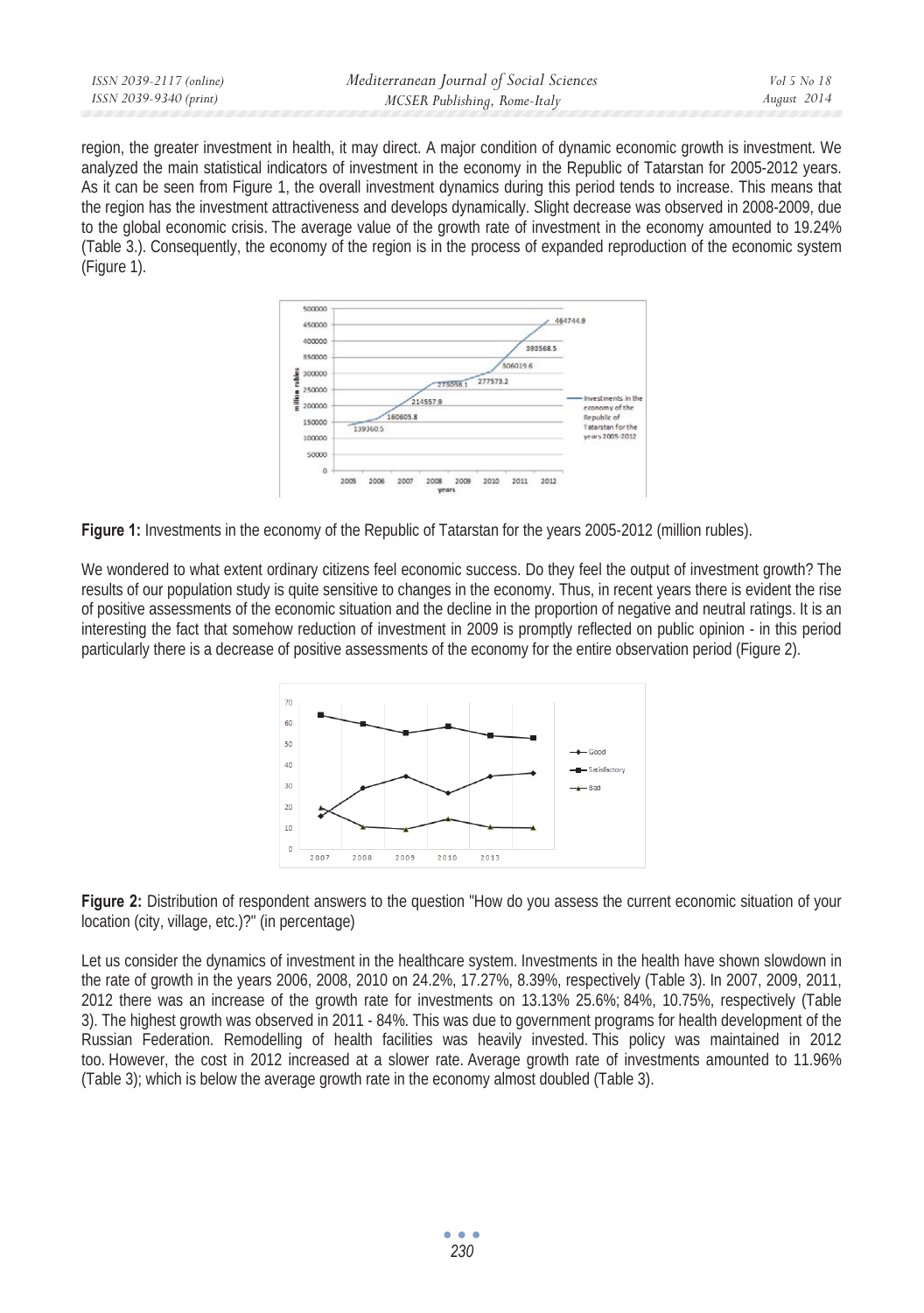region, the greater investment in health, it may direct. A major condition of dynamic economic growth is investment. We analyzed the main statistical indicators of investment in the economy in the Republic of Tatarstan for 2005-2012 years. As it can be seen from Figure 1, the overall investment dynamics during this period tends to increase. This means that the region has the investment attractiveness and develops dynamically. Slight decrease was observed in 2008-2009, due to the global economic crisis. The average value of the growth rate of investment in the economy amounted to 19.24% (Table 3.). Consequently, the economy of the region is in the process of expanded reproduction of the economic system (Figure 1).

**Figure 1:** Investments in the economy of the Republic of Tatarstan for the years 2005-2012 (million rubles).

We wondered to what extent ordinary citizens feel economic success. Do they feel the output of investment growth? The results of our population study is quite sensitive to changes in the economy. Thus, in recent years there is evident the rise of positive assessments of the economic situation and the decline in the proportion of negative and neutral ratings. It is an interesting the fact that somehow reduction of investment in 2009 is promptly reflected on public opinion - in this period particularly there is a decrease of positive assessments of the economy for the entire observation period (Figure 2).

**Figure 2:** Distribution of respondent answers to the question "How do you assess the current economic situation of your location (city, village, etc.)?" (in percentage)

Let us consider the dynamics of investment in the healthcare system. Investments in the health have shown slowdown in the rate of growth in the years 2006, 2008, 2010 on 24.2%, 17.27%, 8.39%, respectively (Table 3). In 2007, 2009, 2011, 2012 there was an increase of the growth rate for investments on 13.13% 25.6%; 84%, 10.75%, respectively (Table 3). The highest growth was observed in 2011 - 84%. This was due to government programs for health development of the Russian Federation. Remodelling of health facilities was heavily invested. This policy was maintained in 2012 too. However, the cost in 2012 increased at a slower rate. Average growth rate of investments amounted to 11.96% (Table 3); which is below the average growth rate in the economy almost doubled (Table 3).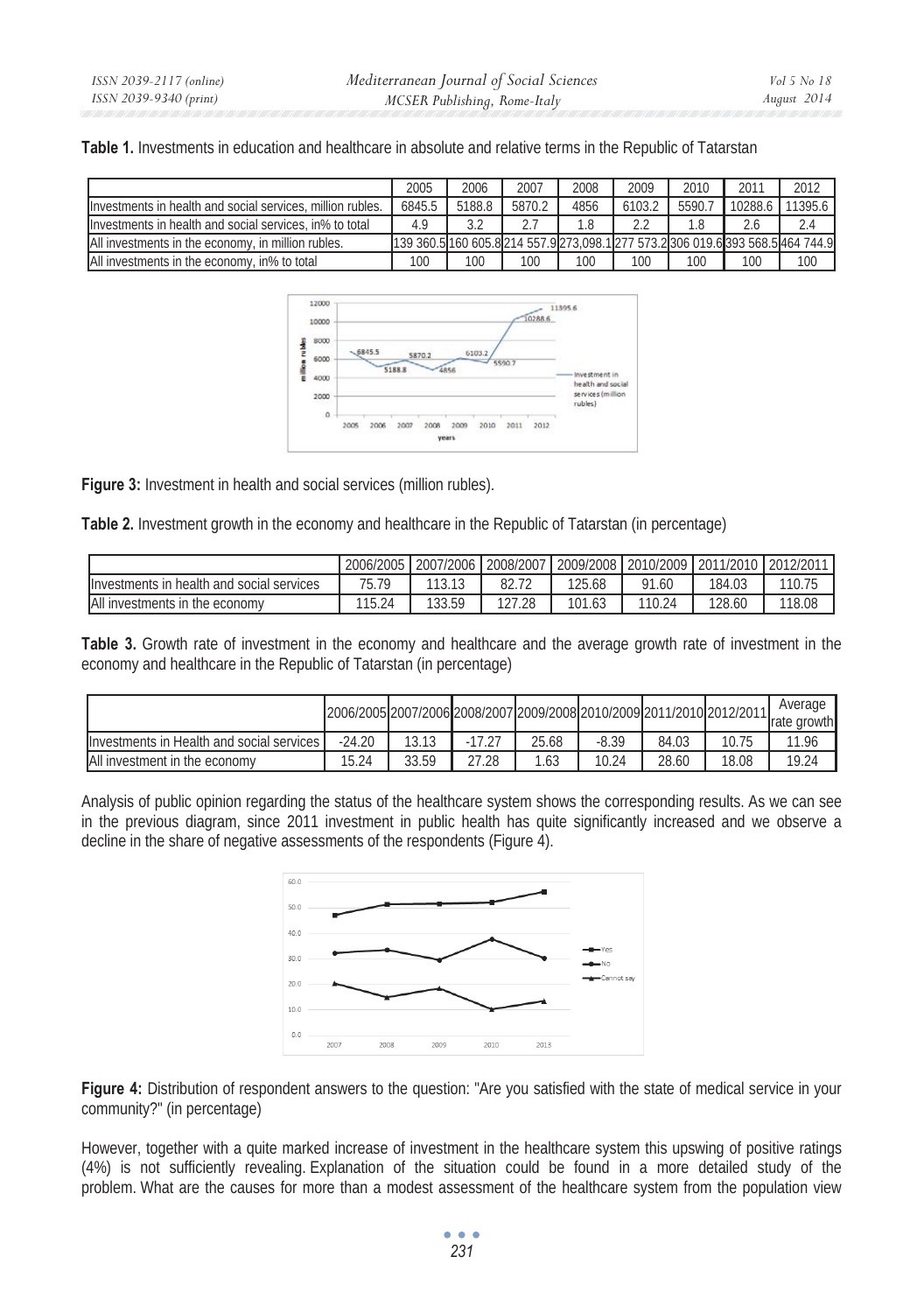**Table 1.** Investments in education and healthcare in absolute and relative terms in the Republic of Tatarstan

| | 2005 | 2006 | 2007 | 2008 | 2009 | 2010 | 2011 | 2012 |
|---|---|---|---|---|---|---|---|---|
| Investments in health and social services, million rubles. | 6845.5 | 5188.8 | 5870.2 | 4856 | 6103.2 | 5590.7 | 10288.6 | 11395.6 |
| Investments in health and social services, in% to total | 4.9 | 3.2 | 2.7 | 1.8 | 2.2 | 1.8 | 2.6 | 2.4 |
| All investments in the economy, in million rubles. | 139 360.5 | 160 605.8 | 214 557.9 | 273,098.1 | 277 573.2 | 306 019.6 | 393 568.5 | 464 744.9 |
| All investments in the economy, in% to total | 100 | 100 | 100 | 100 | 100 | 100 | 100 | 100 |

**Figure 3:** Investment in health and social services (million rubles).

**Table 2.** Investment growth in the economy and healthcare in the Republic of Tatarstan (in percentage)

| | 2006/2005 | 2007/2006 | 2008/2007 | 2009/2008 | 2010/2009 | 2011/2010 | 2012/2011 |
|---|---|---|---|---|---|---|---|
| Investments in health and social services | 75.79 | 113.13 | 82.72 | 125.68 | 91.60 | 184.03 | 110.75 |
| All investments in the economy | 115.24 | 133.59 | 127.28 | 101.63 | 110.24 | 128.60 | 118.08 |

**Table 3.** Growth rate of investment in the economy and healthcare and the average growth rate of investment in the economy and healthcare in the Republic of Tatarstan (in percentage)

| | 2006/2005 | 2007/2006 | 2008/2007 | 2009/2008 | 2010/2009 | 2011/2010 | 2012/2011 | Average rate growth |
|---|---|---|---|---|---|---|---|---|
| Investments in Health and social services | -24.20 | 13.13 | -17.27 | 25.68 | -8.39 | 84.03 | 10.75 | 11.96 |
| All investment in the economy | 15.24 | 33.59 | 27.28 | 1.63 | 10.24 | 28.60 | 18.08 | 19.24 |

Analysis of public opinion regarding the status of the healthcare system shows the corresponding results. As we can see in the previous diagram, since 2011 investment in public health has quite significantly increased and we observe a decline in the share of negative assessments of the respondents (Figure 4).

**Figure 4:** Distribution of respondent answers to the question: "Are you satisfied with the state of medical service in your community?" (in percentage)

However, together with a quite marked increase of investment in the healthcare system this upswing of positive ratings (4%) is not sufficiently revealing. Explanation of the situation could be found in a more detailed study of the problem. What are the causes for more than a modest assessment of the healthcare system from the population view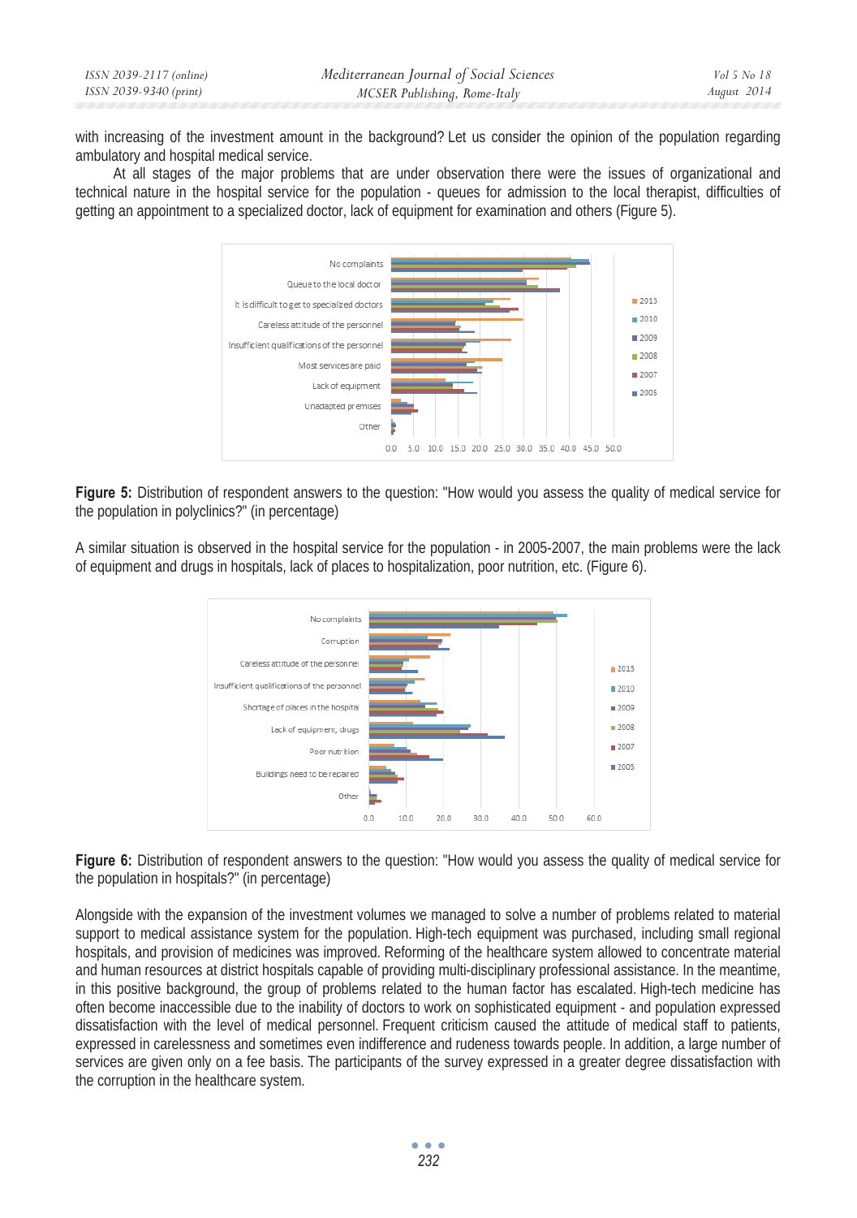with increasing of the investment amount in the background? Let us consider the opinion of the population regarding ambulatory and hospital medical service.

At all stages of the major problems that are under observation there were the issues of organizational and technical nature in the hospital service for the population - queues for admission to the local therapist, difficulties of getting an appointment to a specialized doctor, lack of equipment for examination and others (Figure 5).

**Figure 5:** Distribution of respondent answers to the question: "How would you assess the quality of medical service for the population in polyclinics?" (in percentage)

A similar situation is observed in the hospital service for the population - in 2005-2007, the main problems were the lack of equipment and drugs in hospitals, lack of places to hospitalization, poor nutrition, etc. (Figure 6).

**Figure 6:** Distribution of respondent answers to the question: "How would you assess the quality of medical service for the population in hospitals?" (in percentage)

Alongside with the expansion of the investment volumes we managed to solve a number of problems related to material support to medical assistance system for the population. High-tech equipment was purchased, including small regional hospitals, and provision of medicines was improved. Reforming of the healthcare system allowed to concentrate material and human resources at district hospitals capable of providing multi-disciplinary professional assistance. In the meantime, in this positive background, the group of problems related to the human factor has escalated. High-tech medicine has often become inaccessible due to the inability of doctors to work on sophisticated equipment - and population expressed dissatisfaction with the level of medical personnel. Frequent criticism caused the attitude of medical staff to patients, expressed in carelessness and sometimes even indifference and rudeness towards people. In addition, a large number of services are given only on a fee basis. The participants of the survey expressed in a greater degree dissatisfaction with the corruption in the healthcare system.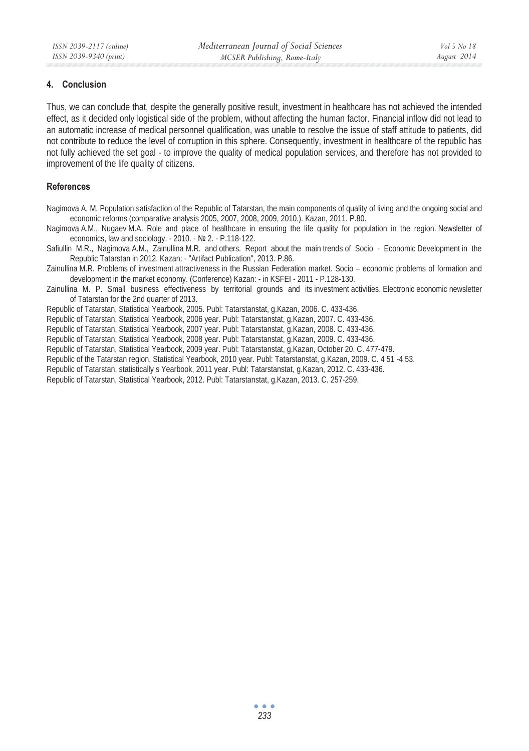## 4. Conclusion

Thus, we can conclude that, despite the generally positive result, investment in healthcare has not achieved the intended effect, as it decided only logistical side of the problem, without affecting the human factor. Financial inflow did not lead to an automatic increase of medical personnel qualification, was unable to resolve the issue of staff attitude to patients, did not contribute to reduce the level of corruption in this sphere. Consequently, investment in healthcare of the republic has not fully achieved the set goal - to improve the quality of medical population services, and therefore has not provided to improvement of the life quality of citizens.

## References

Nagimova A. M. Population satisfaction of the Republic of Tatarstan, the main components of quality of living and the ongoing social and economic reforms (comparative analysis 2005, 2007, 2008, 2009, 2010.). Kazan, 2011. P.80.

Nagimova A.M., Nugaev M.A. Role and place of healthcare in ensuring the life quality for population in the region. Newsletter of economics, law and sociology. - 2010. - № 2. - P.118-122.

Safiullin M.R., Nagimova A.M., Zainullina M.R. and others. Report about the main trends of Socio - Economic Development in the Republic Tatarstan in 2012. Kazan: - "Artifact Publication", 2013. P.86.

Zainullina M.R. Problems of investment attractiveness in the Russian Federation market. Socio – economic problems of formation and development in the market economy. (Conference) Kazan: - in KSFEI - 2011 - P.128-130.

Zainullina M. P. Small business effectiveness by territorial grounds and its investment activities. Electronic economic newsletter of Tatarstan for the 2nd quarter of 2013.

Republic of Tatarstan, Statistical Yearbook, 2005. Publ: Tatarstanstat, g.Kazan, 2006. C. 433-436.

Republic of Tatarstan, Statistical Yearbook, 2006 year. Publ: Tatarstanstat, g.Kazan, 2007. C. 433-436.

Republic of Tatarstan, Statistical Yearbook, 2007 year. Publ: Tatarstanstat, g.Kazan, 2008. C. 433-436.

Republic of Tatarstan, Statistical Yearbook, 2008 year. Publ: Tatarstanstat, g.Kazan, 2009. C. 433-436.

Republic of Tatarstan, Statistical Yearbook, 2009 year. Publ: Tatarstanstat, g.Kazan, October 20. C. 477-479.

Republic of the Tatarstan region, Statistical Yearbook, 2010 year. Publ: Tatarstanstat, g.Kazan, 2009. C. 4 51 -4 53.

Republic of Tatarstan, statistically s Yearbook, 2011 year. Publ: Tatarstanstat, g.Kazan, 2012. C. 433-436.

Republic of Tatarstan, Statistical Yearbook, 2012. Publ: Tatarstanstat, g.Kazan, 2013. C. 257-259.